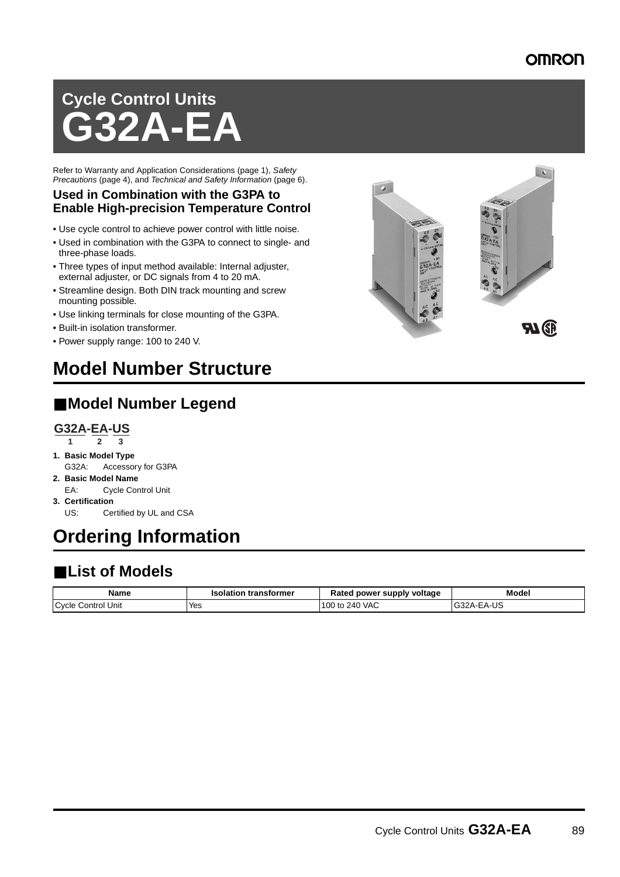# Cycle Control Units
# G32A-EA

Refer to Warranty and Application Considerations (page 1), *Safety Precautions* (page 4), and *Technical and Safety Information* (page 6).

### Used in Combination with the G3PA to Enable High-precision Temperature Control

- Use cycle control to achieve power control with little noise.
- Used in combination with the G3PA to connect to single- and three-phase loads.
- Three types of input method available: Internal adjuster, external adjuster, or DC signals from 4 to 20 mA.
- Streamline design. Both DIN track mounting and screw mounting possible.
- Use linking terminals for close mounting of the G3PA.
- Built-in isolation transformer.
- Power supply range: 100 to 240 V.

## Model Number Structure

### ■Model Number Legend

**G32A-EA-US**
1 2 3

1. **Basic Model Type**
   G32A: Accessory for G3PA
2. **Basic Model Name**
   EA: Cycle Control Unit
3. **Certification**
   US: Certified by UL and CSA

## Ordering Information

### ■List of Models

| Name | Isolation transformer | Rated power supply voltage | Model |
|---|---|---|---|
| Cycle Control Unit | Yes | 100 to 240 VAC | G32A-EA-US |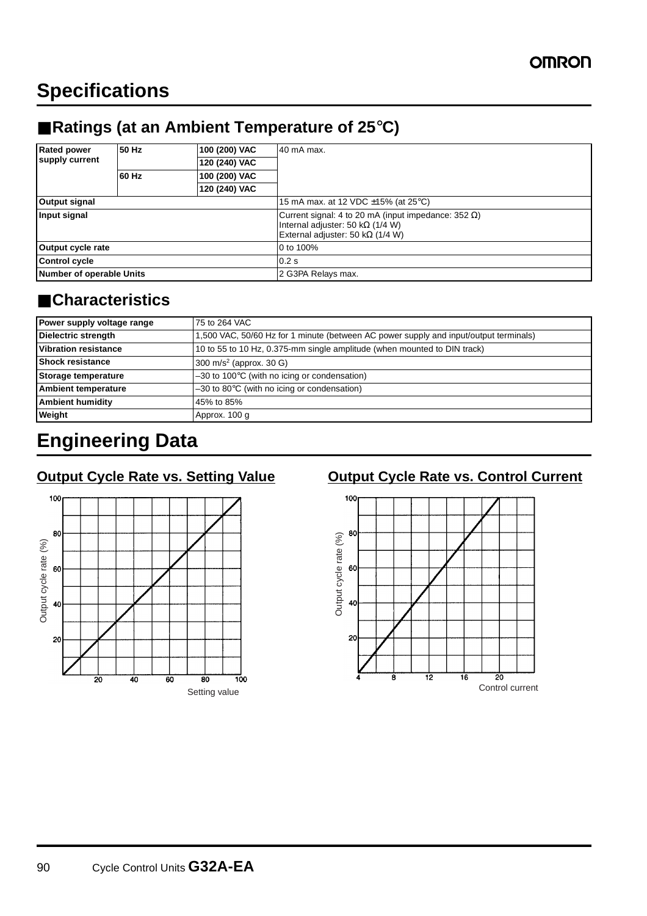# Specifications

## ■Ratings (at an Ambient Temperature of 25°C)

| | | | |
|---|---|---|---|
| **Rated power supply current** | **50 Hz** | **100 (200) VAC** | 40 mA max. |
| | | **120 (240) VAC** | |
| | **60 Hz** | **100 (200) VAC** | |
| | | **120 (240) VAC** | |
| **Output signal** | | | 15 mA max. at 12 VDC ±15% (at 25°C) |
| **Input signal** | | | Current signal: 4 to 20 mA (input impedance: 352 Ω)<br>Internal adjuster: 50 kΩ (1/4 W)<br>External adjuster: 50 kΩ (1/4 W) |
| **Output cycle rate** | | | 0 to 100% |
| **Control cycle** | | | 0.2 s |
| **Number of operable Units** | | | 2 G3PA Relays max. |

## ■Characteristics

| | |
|---|---|
| **Power supply voltage range** | 75 to 264 VAC |
| **Dielectric strength** | 1,500 VAC, 50/60 Hz for 1 minute (between AC power supply and input/output terminals) |
| **Vibration resistance** | 10 to 55 to 10 Hz, 0.375-mm single amplitude (when mounted to DIN track) |
| **Shock resistance** | 300 m/s² (approx. 30 G) |
| **Storage temperature** | –30 to 100°C (with no icing or condensation) |
| **Ambient temperature** | –30 to 80°C (with no icing or condensation) |
| **Ambient humidity** | 45% to 85% |
| **Weight** | Approx. 100 g |

# Engineering Data

### Output Cycle Rate vs. Setting Value

### Output Cycle Rate vs. Control Current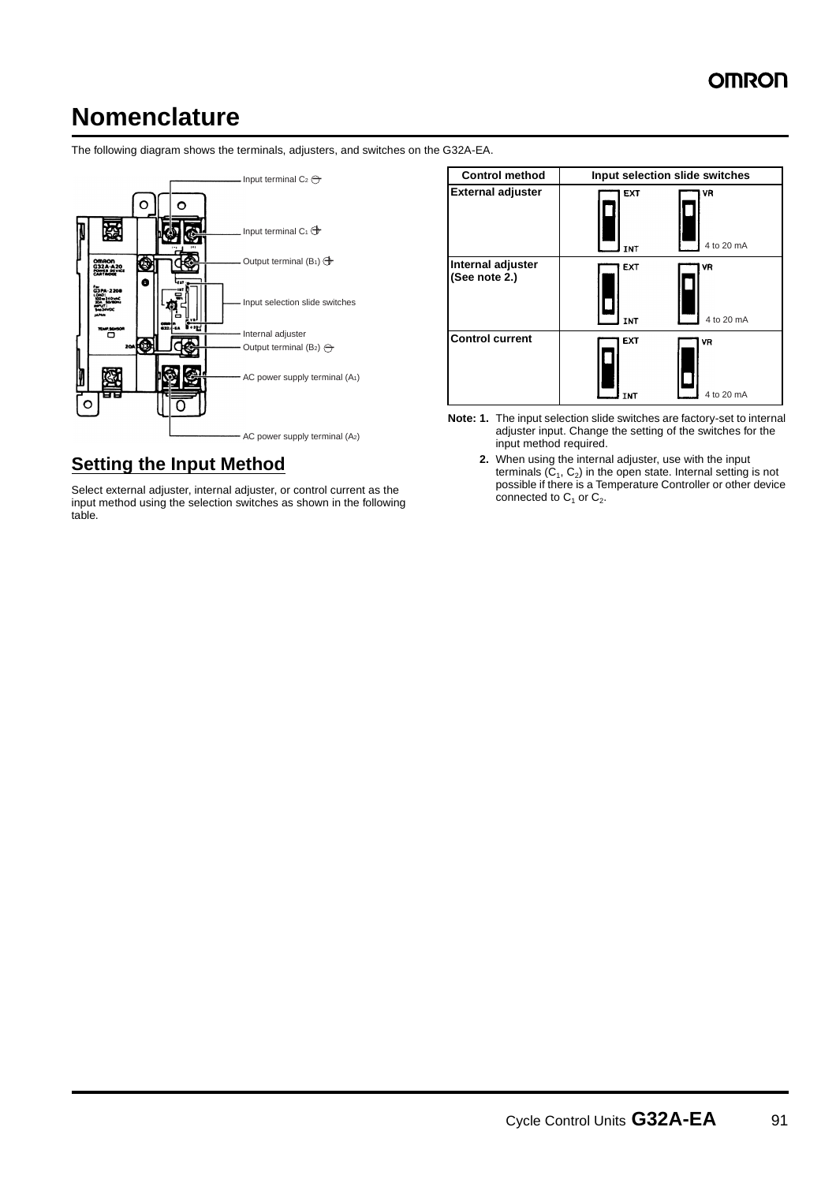# Nomenclature

The following diagram shows the terminals, adjusters, and switches on the G32A-EA.

Input terminal C2 ⊖

Input terminal C1 ⊕

Output terminal (B1) ⊕

Input selection slide switches

Internal adjuster

Output terminal (B2) ⊖

AC power supply terminal (A1)

AC power supply terminal (A2)

## Setting the Input Method

Select external adjuster, internal adjuster, or control current as the input method using the selection switches as shown in the following table.

| Control method | Input selection slide switches |
|---|---|
| External adjuster | EXT / INT, VR / 4 to 20 mA |
| Internal adjuster (See note 2.) | EXT / INT, VR / 4 to 20 mA |
| Control current | EXT / INT, VR / 4 to 20 mA |

**Note: 1.** The input selection slide switches are factory-set to internal adjuster input. Change the setting of the switches for the input method required.

**2.** When using the internal adjuster, use with the input terminals ($C_1$, $C_2$) in the open state. Internal setting is not possible if there is a Temperature Controller or other device connected to $C_1$ or $C_2$.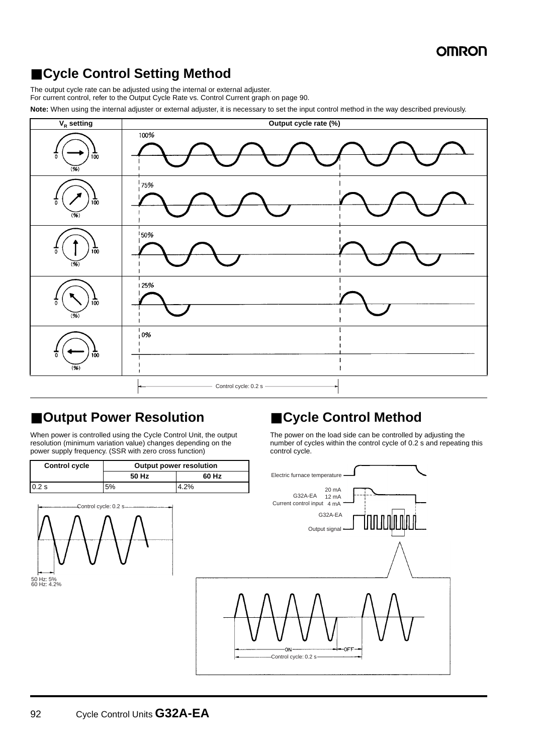## ■Cycle Control Setting Method

The output cycle rate can be adjusted using the internal or external adjuster.
For current control, refer to the Output Cycle Rate vs. Control Current graph on page 90.

**Note:** When using the internal adjuster or external adjuster, it is necessary to set the input control method in the way described previously.

| $V_R$ setting | Output cycle rate (%) |
|---|---|
| 0 – 100 (%) | 100% |
| 0 – 100 (%) | 75% |
| 0 – 100 (%) | 50% |
| 0 – 100 (%) | 25% |
| 0 – 100 (%) | 0% |

Control cycle: 0.2 s

## ■Output Power Resolution

When power is controlled using the Cycle Control Unit, the output resolution (minimum variation value) changes depending on the power supply frequency. (SSR with zero cross function)

| Control cycle | Output power resolution | |
|---|---|---|
| | 50 Hz | 60 Hz |
| 0.2 s | 5% | 4.2% |

Control cycle: 0.2 s

50 Hz: 5%
60 Hz: 4.2%

## ■Cycle Control Method

The power on the load side can be controlled by adjusting the number of cycles within the control cycle of 0.2 s and repeating this control cycle.

Electric furnace temperature

G32A-EA Current control input: 20 mA, 12 mA, 4 mA

G32A-EA Output signal

ON — OFF

Control cycle: 0.2 s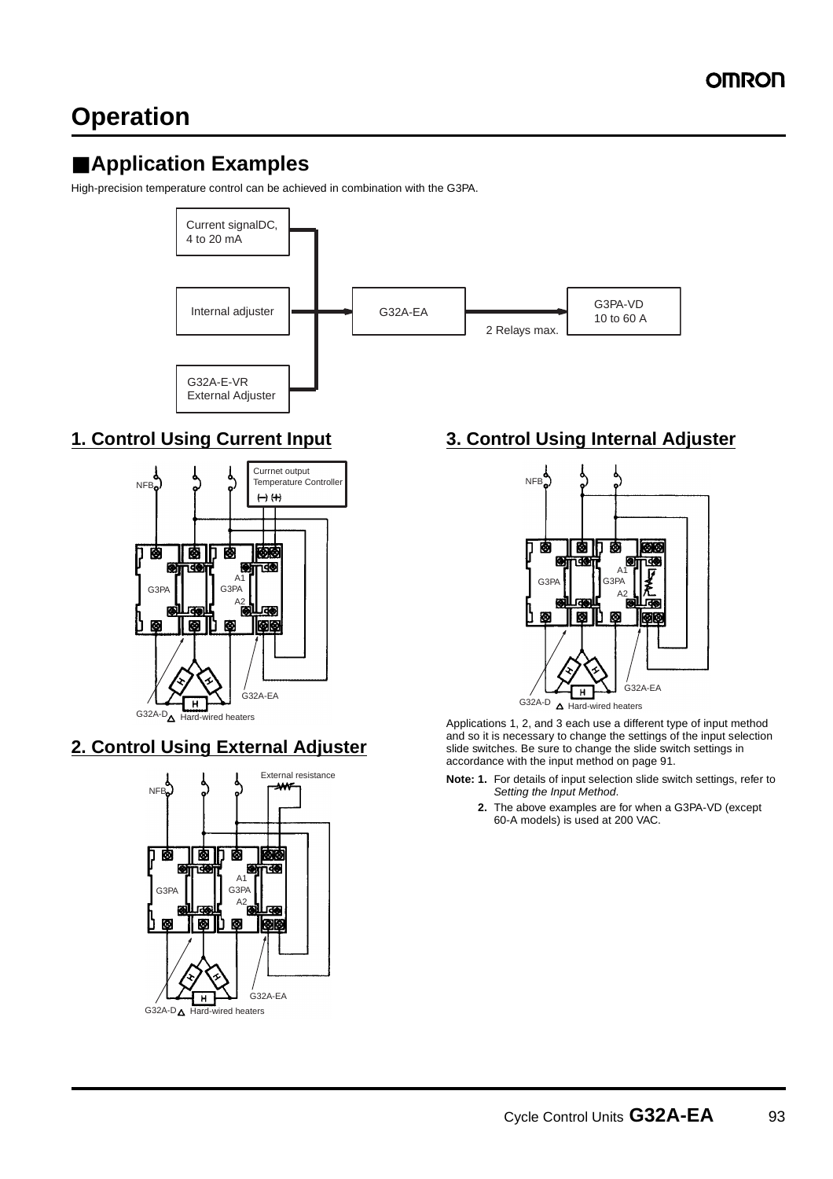# Operation

## ■Application Examples

High-precision temperature control can be achieved in combination with the G3PA.

Current signalDC, 4 to 20 mA

Internal adjuster

G32A-E-VR External Adjuster

G32A-EA

2 Relays max.

G3PA-VD 10 to 60 A

### 1. Control Using Current Input

NFB

Currnet output Temperature Controller

(−) (+)

A1 G3PA A2

G3PA

G32A-EA

G32A-D Hard-wired heaters

### 2. Control Using External Adjuster

External resistance

NFB

A1 G3PA A2

G3PA

G32A-EA

G32A-D Hard-wired heaters

### 3. Control Using Internal Adjuster

NFB

A1 G3PA A2

G3PA

G32A-EA

G32A-D Hard-wired heaters

Applications 1, 2, and 3 each use a different type of input method and so it is necessary to change the settings of the input selection slide switches. Be sure to change the slide switch settings in accordance with the input method on page 91.

**Note: 1.** For details of input selection slide switch settings, refer to *Setting the Input Method*.

**2.** The above examples are for when a G3PA-VD (except 60-A models) is used at 200 VAC.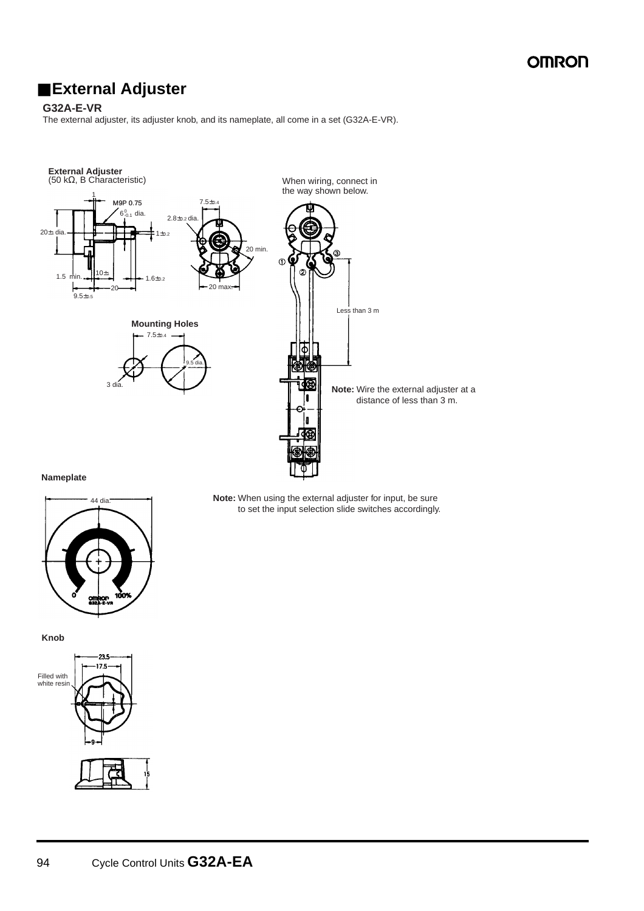## External Adjuster

**G32A-E-VR**

The external adjuster, its adjuster knob, and its nameplate, all come in a set (G32A-E-VR).

**External Adjuster**
(50 kΩ, B Characteristic)

When wiring, connect in the way shown below.

**Mounting Holes**

Less than 3 m

**Note:** Wire the external adjuster at a distance of less than 3 m.

**Nameplate**

**Note:** When using the external adjuster for input, be sure to set the input selection slide switches accordingly.

**Knob**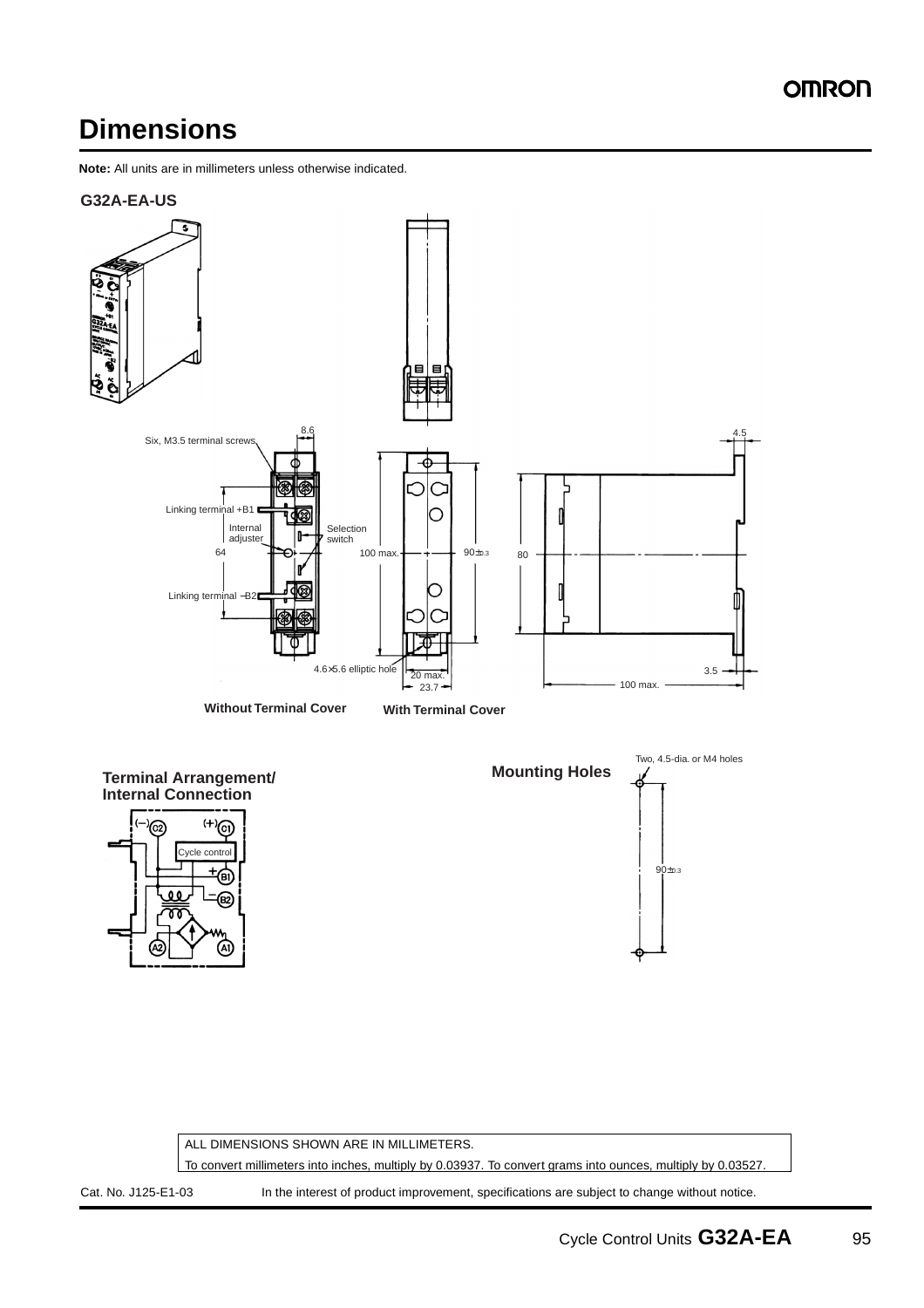# Dimensions

**Note:** All units are in millimeters unless otherwise indicated.

## G32A-EA-US

Six, M3.5 terminal screws

8.6

Linking terminal +B1

Internal adjuster

Selection switch

64

Linking terminal −B2

100 max.

$90\pm0.3$

80

4.5

4.6×5.6 elliptic hole

20 max.

23.7

3.5

100 max.

**Without Terminal Cover** **With Terminal Cover**

### Terminal Arrangement/ Internal Connection

(−) C2 (+) C1

Cycle control

+ B1

− B2

A2 A1

### Mounting Holes

Two, 4.5-dia. or M4 holes

$90\pm0.3$

ALL DIMENSIONS SHOWN ARE IN MILLIMETERS.

To convert millimeters into inches, multiply by 0.03937. To convert grams into ounces, multiply by 0.03527.

Cat. No. J125-E1-03 In the interest of product improvement, specifications are subject to change without notice.